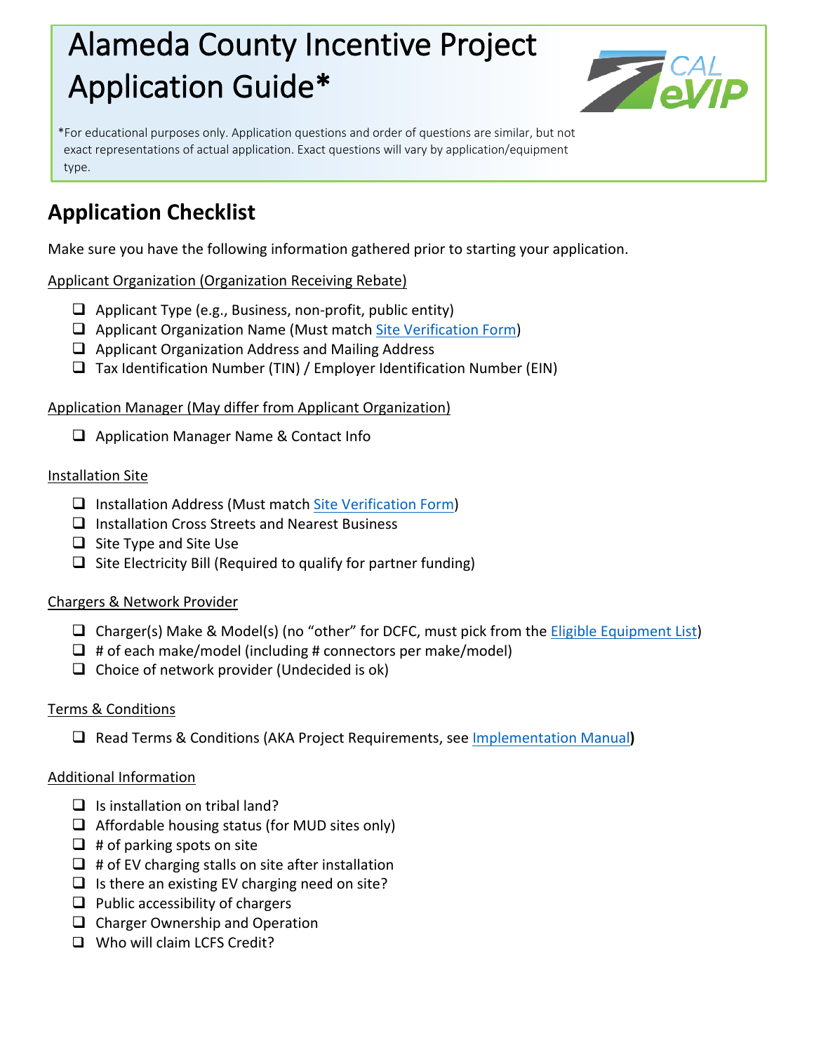# Alameda County Incentive Project Application Guide*

*For educational purposes only. Application questions and order of questions are similar, but not exact representations of actual application. Exact questions will vary by application/equipment type.

## Application Checklist

Make sure you have the following information gathered prior to starting your application.

Applicant Organization (Organization Receiving Rebate)

- ❑ Applicant Type (e.g., Business, non-profit, public entity)
- ❑ Applicant Organization Name (Must match Site Verification Form)
- ❑ Applicant Organization Address and Mailing Address
- ❑ Tax Identification Number (TIN) / Employer Identification Number (EIN)

Application Manager (May differ from Applicant Organization)

- ❑ Application Manager Name & Contact Info

Installation Site

- ❑ Installation Address (Must match Site Verification Form)
- ❑ Installation Cross Streets and Nearest Business
- ❑ Site Type and Site Use
- ❑ Site Electricity Bill (Required to qualify for partner funding)

Chargers & Network Provider

- ❑ Charger(s) Make & Model(s) (no "other" for DCFC, must pick from the Eligible Equipment List)
- ❑ # of each make/model (including # connectors per make/model)
- ❑ Choice of network provider (Undecided is ok)

Terms & Conditions

- ❑ Read Terms & Conditions (AKA Project Requirements, see Implementation Manual**)**

Additional Information

- ❑ Is installation on tribal land?
- ❑ Affordable housing status (for MUD sites only)
- ❑ # of parking spots on site
- ❑ # of EV charging stalls on site after installation
- ❑ Is there an existing EV charging need on site?
- ❑ Public accessibility of chargers
- ❑ Charger Ownership and Operation
- ❑ Who will claim LCFS Credit?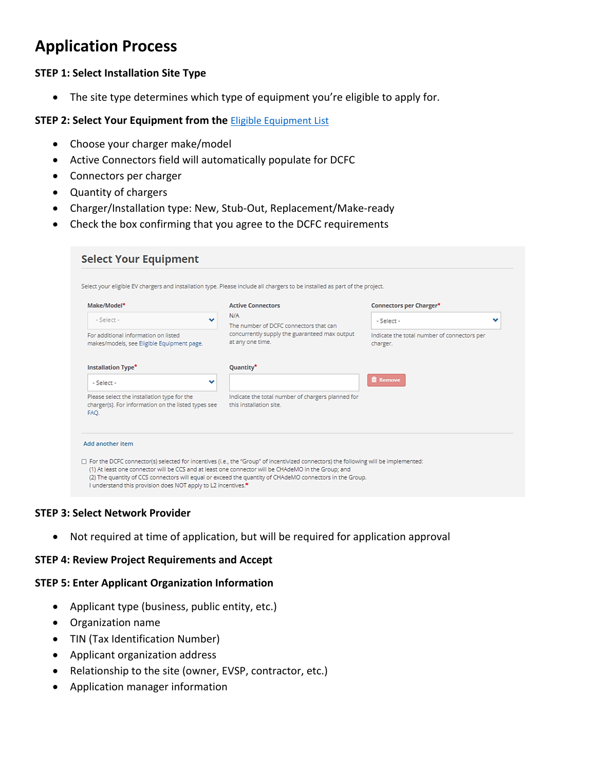# Application Process

**STEP 1: Select Installation Site Type**

- The site type determines which type of equipment you're eligible to apply for.

**STEP 2: Select Your Equipment from the** [Eligible Equipment List]()

- Choose your charger make/model
- Active Connectors field will automatically populate for DCFC
- Connectors per charger
- Quantity of chargers
- Charger/Installation type: New, Stub-Out, Replacement/Make-ready
- Check the box confirming that you agree to the DCFC requirements

## Select Your Equipment

Select your eligible EV chargers and installation type. Please include all chargers to be installed as part of the project.

**Make/Model***
- Select -
For additional information on listed makes/models, see Eligible Equipment page.

**Active Connectors**
N/A
The number of DCFC connectors that can concurrently supply the guaranteed max output at any one time.

**Connectors per Charger***
- Select -
Indicate the total number of connectors per charger.

**Installation Type***
- Select -
Please select the installation type for the charger(s). For information on the listed types see FAQ.

**Quantity***
Indicate the total number of chargers planned for this installation site.

Remove

Add another item

☐ For the DCFC connector(s) selected for incentives (i.e., the "Group" of incentivized connectors) the following will be implemented:
(1) At least one connector will be CCS and at least one connector will be CHAdeMO in the Group; and
(2) The quantity of CCS connectors will equal or exceed the quantity of CHAdeMO connectors in the Group.
I understand this provision does NOT apply to L2 incentives.*

**STEP 3: Select Network Provider**

- Not required at time of application, but will be required for application approval

**STEP 4: Review Project Requirements and Accept**

**STEP 5: Enter Applicant Organization Information**

- Applicant type (business, public entity, etc.)
- Organization name
- TIN (Tax Identification Number)
- Applicant organization address
- Relationship to the site (owner, EVSP, contractor, etc.)
- Application manager information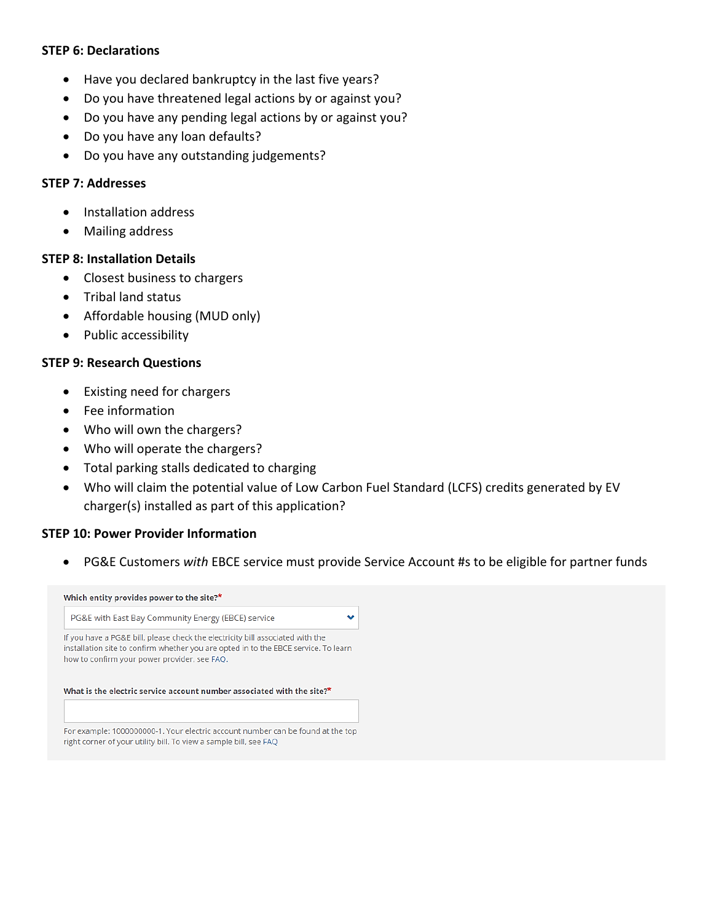**STEP 6: Declarations**

- Have you declared bankruptcy in the last five years?
- Do you have threatened legal actions by or against you?
- Do you have any pending legal actions by or against you?
- Do you have any loan defaults?
- Do you have any outstanding judgements?

**STEP 7: Addresses**

- Installation address
- Mailing address

**STEP 8: Installation Details**

- Closest business to chargers
- Tribal land status
- Affordable housing (MUD only)
- Public accessibility

**STEP 9: Research Questions**

- Existing need for chargers
- Fee information
- Who will own the chargers?
- Who will operate the chargers?
- Total parking stalls dedicated to charging
- Who will claim the potential value of Low Carbon Fuel Standard (LCFS) credits generated by EV charger(s) installed as part of this application?

**STEP 10: Power Provider Information**

- PG&E Customers *with* EBCE service must provide Service Account #s to be eligible for partner funds

**Which entity provides power to the site?***

PG&E with East Bay Community Energy (EBCE) service

If you have a PG&E bill, please check the electricity bill associated with the installation site to confirm whether you are opted in to the EBCE service. To learn how to confirm your power provider, see FAQ.

**What is the electric service account number associated with the site?***

For example: 1000000000-1. Your electric account number can be found at the top right corner of your utility bill. To view a sample bill, see FAQ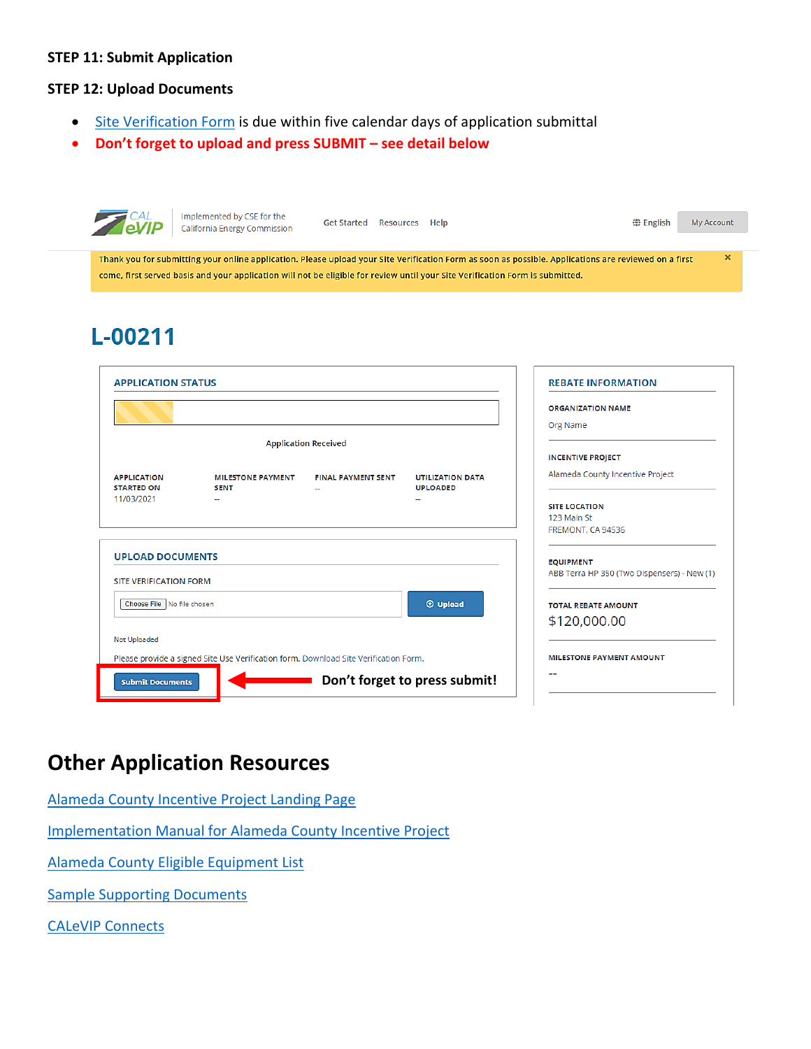**STEP 11: Submit Application**

**STEP 12: Upload Documents**

- Site Verification Form is due within five calendar days of application submittal
- **Don't forget to upload and press SUBMIT – see detail below**

CAL eVIP Implemented by CSE for the California Energy Commission | Get Started | Resources | Help | English | My Account

Thank you for submitting your online application. Please upload your Site Verification Form as soon as possible. Applications are reviewed on a first come, first served basis and your application will not be eligible for review until your Site Verification Form is submitted.

## L-00211

**APPLICATION STATUS**

Application Received

| APPLICATION STARTED ON | MILESTONE PAYMENT SENT | FINAL PAYMENT SENT | UTILIZATION DATA UPLOADED |
|---|---|---|---|
| 11/03/2021 | -- | -- | -- |

**UPLOAD DOCUMENTS**

SITE VERIFICATION FORM

Choose File No file chosen | Upload

Not Uploaded

Please provide a signed Site Use Verification form. Download Site Verification Form.

Submit Documents ← **Don't forget to press submit!**

**REBATE INFORMATION**

ORGANIZATION NAME
Org Name

INCENTIVE PROJECT
Alameda County Incentive Project

SITE LOCATION
123 Main St
FREMONT, CA 94536

EQUIPMENT
ABB Terra HP 350 (Two Dispensers) - New (1)

TOTAL REBATE AMOUNT
$120,000.00

MILESTONE PAYMENT AMOUNT
--

# Other Application Resources

Alameda County Incentive Project Landing Page

Implementation Manual for Alameda County Incentive Project

Alameda County Eligible Equipment List

Sample Supporting Documents

CALeVIP Connects